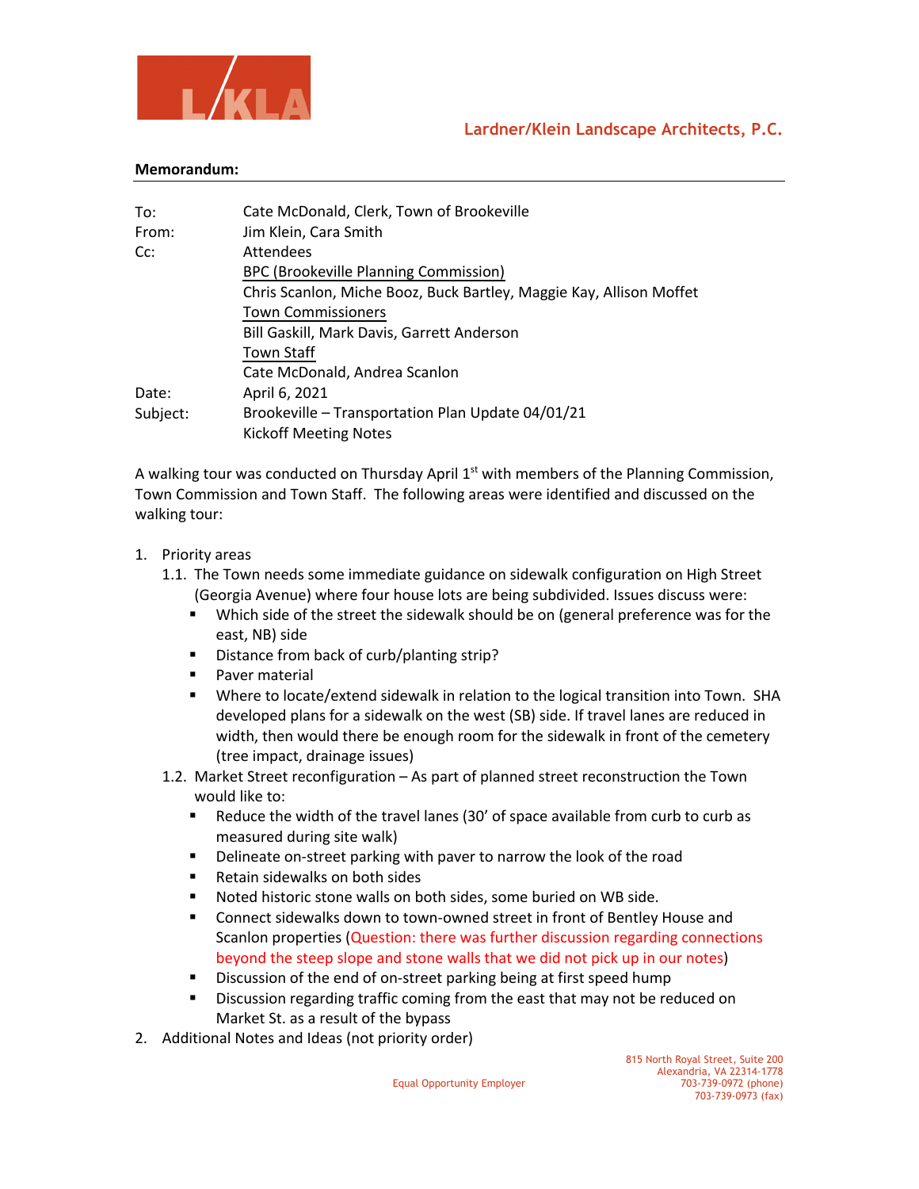Lardner/Klein Landscape Architects, P.C.

**Memorandum:**

| | |
|---|---|
| To: | Cate McDonald, Clerk, Town of Brookeville |
| From: | Jim Klein, Cara Smith |
| Cc: | Attendees |
| | BPC (Brookeville Planning Commission) |
| | Chris Scanlon, Miche Booz, Buck Bartley, Maggie Kay, Allison Moffet |
| | Town Commissioners |
| | Bill Gaskill, Mark Davis, Garrett Anderson |
| | Town Staff |
| | Cate McDonald, Andrea Scanlon |
| Date: | April 6, 2021 |
| Subject: | Brookeville – Transportation Plan Update 04/01/21 |
| | Kickoff Meeting Notes |

A walking tour was conducted on Thursday April 1st with members of the Planning Commission, Town Commission and Town Staff. The following areas were identified and discussed on the walking tour:

1. Priority areas
   1.1. The Town needs some immediate guidance on sidewalk configuration on High Street (Georgia Avenue) where four house lots are being subdivided. Issues discuss were:
      - Which side of the street the sidewalk should be on (general preference was for the east, NB) side
      - Distance from back of curb/planting strip?
      - Paver material
      - Where to locate/extend sidewalk in relation to the logical transition into Town. SHA developed plans for a sidewalk on the west (SB) side. If travel lanes are reduced in width, then would there be enough room for the sidewalk in front of the cemetery (tree impact, drainage issues)

   1.2. Market Street reconfiguration – As part of planned street reconstruction the Town would like to:
      - Reduce the width of the travel lanes (30' of space available from curb to curb as measured during site walk)
      - Delineate on-street parking with paver to narrow the look of the road
      - Retain sidewalks on both sides
      - Noted historic stone walls on both sides, some buried on WB side.
      - Connect sidewalks down to town-owned street in front of Bentley House and Scanlon properties (Question: there was further discussion regarding connections beyond the steep slope and stone walls that we did not pick up in our notes)
      - Discussion of the end of on-street parking being at first speed hump
      - Discussion regarding traffic coming from the east that may not be reduced on Market St. as a result of the bypass
2. Additional Notes and Ideas (not priority order)

Equal Opportunity Employer

815 North Royal Street, Suite 200
Alexandria, VA 22314-1778
703-739-0972 (phone)
703-739-0973 (fax)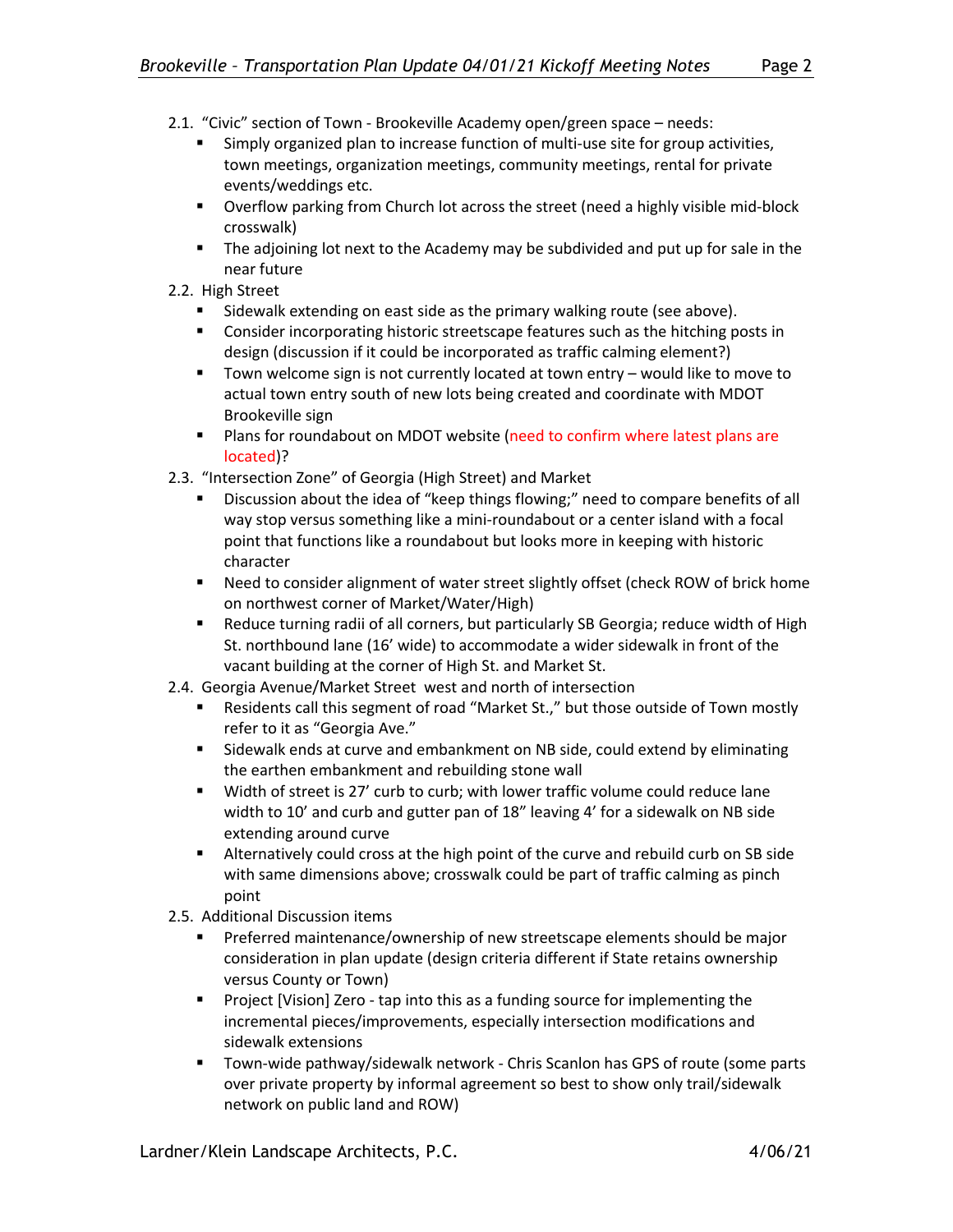2.1. "Civic" section of Town - Brookeville Academy open/green space – needs:

- Simply organized plan to increase function of multi-use site for group activities, town meetings, organization meetings, community meetings, rental for private events/weddings etc.
- Overflow parking from Church lot across the street (need a highly visible mid-block crosswalk)
- The adjoining lot next to the Academy may be subdivided and put up for sale in the near future

2.2. High Street

- Sidewalk extending on east side as the primary walking route (see above).
- Consider incorporating historic streetscape features such as the hitching posts in design (discussion if it could be incorporated as traffic calming element?)
- Town welcome sign is not currently located at town entry – would like to move to actual town entry south of new lots being created and coordinate with MDOT Brookeville sign
- Plans for roundabout on MDOT website (need to confirm where latest plans are located)?

2.3. "Intersection Zone" of Georgia (High Street) and Market

- Discussion about the idea of "keep things flowing;" need to compare benefits of all way stop versus something like a mini-roundabout or a center island with a focal point that functions like a roundabout but looks more in keeping with historic character
- Need to consider alignment of water street slightly offset (check ROW of brick home on northwest corner of Market/Water/High)
- Reduce turning radii of all corners, but particularly SB Georgia; reduce width of High St. northbound lane (16' wide) to accommodate a wider sidewalk in front of the vacant building at the corner of High St. and Market St.

2.4. Georgia Avenue/Market Street west and north of intersection

- Residents call this segment of road "Market St.," but those outside of Town mostly refer to it as "Georgia Ave."
- Sidewalk ends at curve and embankment on NB side, could extend by eliminating the earthen embankment and rebuilding stone wall
- Width of street is 27' curb to curb; with lower traffic volume could reduce lane width to 10' and curb and gutter pan of 18" leaving 4' for a sidewalk on NB side extending around curve
- Alternatively could cross at the high point of the curve and rebuild curb on SB side with same dimensions above; crosswalk could be part of traffic calming as pinch point

2.5. Additional Discussion items

- Preferred maintenance/ownership of new streetscape elements should be major consideration in plan update (design criteria different if State retains ownership versus County or Town)
- Project [Vision] Zero - tap into this as a funding source for implementing the incremental pieces/improvements, especially intersection modifications and sidewalk extensions
- Town-wide pathway/sidewalk network - Chris Scanlon has GPS of route (some parts over private property by informal agreement so best to show only trail/sidewalk network on public land and ROW)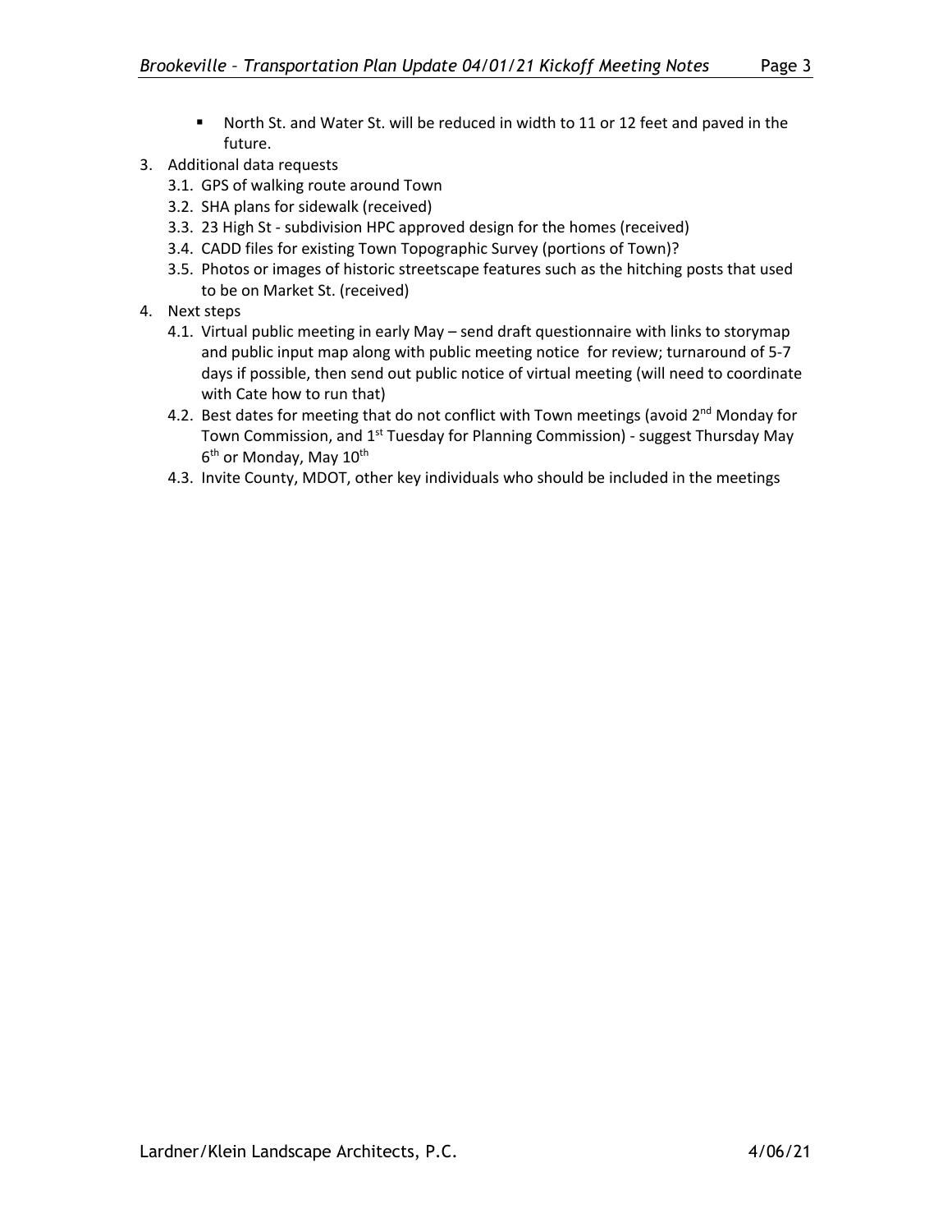- North St. and Water St. will be reduced in width to 11 or 12 feet and paved in the future.

3. Additional data requests
   - 3.1. GPS of walking route around Town
   - 3.2. SHA plans for sidewalk (received)
   - 3.3. 23 High St - subdivision HPC approved design for the homes (received)
   - 3.4. CADD files for existing Town Topographic Survey (portions of Town)?
   - 3.5. Photos or images of historic streetscape features such as the hitching posts that used to be on Market St. (received)
4. Next steps
   - 4.1. Virtual public meeting in early May – send draft questionnaire with links to storymap and public input map along with public meeting notice for review; turnaround of 5-7 days if possible, then send out public notice of virtual meeting (will need to coordinate with Cate how to run that)
   - 4.2. Best dates for meeting that do not conflict with Town meetings (avoid 2nd Monday for Town Commission, and 1st Tuesday for Planning Commission) - suggest Thursday May 6th or Monday, May 10th
   - 4.3. Invite County, MDOT, other key individuals who should be included in the meetings